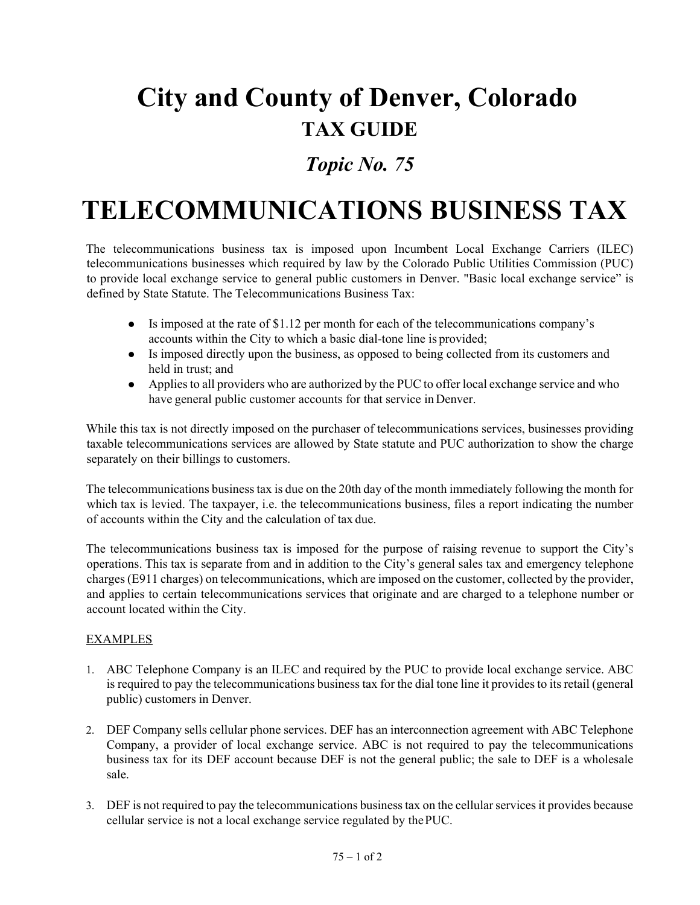# City and County of Denver, Colorado

## TAX GUIDE

### *Topic No. 75*

# TELECOMMUNICATIONS BUSINESS TAX

The telecommunications business tax is imposed upon Incumbent Local Exchange Carriers (ILEC) telecommunications businesses which required by law by the Colorado Public Utilities Commission (PUC) to provide local exchange service to general public customers in Denver. "Basic local exchange service" is defined by State Statute. The Telecommunications Business Tax:

- Is imposed at the rate of $1.12 per month for each of the telecommunications company's accounts within the City to which a basic dial-tone line is provided;
- Is imposed directly upon the business, as opposed to being collected from its customers and held in trust; and
- Applies to all providers who are authorized by the PUC to offer local exchange service and who have general public customer accounts for that service in Denver.

While this tax is not directly imposed on the purchaser of telecommunications services, businesses providing taxable telecommunications services are allowed by State statute and PUC authorization to show the charge separately on their billings to customers.

The telecommunications business tax is due on the 20th day of the month immediately following the month for which tax is levied. The taxpayer, i.e. the telecommunications business, files a report indicating the number of accounts within the City and the calculation of tax due.

The telecommunications business tax is imposed for the purpose of raising revenue to support the City's operations. This tax is separate from and in addition to the City's general sales tax and emergency telephone charges (E911 charges) on telecommunications, which are imposed on the customer, collected by the provider, and applies to certain telecommunications services that originate and are charged to a telephone number or account located within the City.

EXAMPLES

1. ABC Telephone Company is an ILEC and required by the PUC to provide local exchange service. ABC is required to pay the telecommunications business tax for the dial tone line it provides to its retail (general public) customers in Denver.

2. DEF Company sells cellular phone services. DEF has an interconnection agreement with ABC Telephone Company, a provider of local exchange service. ABC is not required to pay the telecommunications business tax for its DEF account because DEF is not the general public; the sale to DEF is a wholesale sale.

3. DEF is not required to pay the telecommunications business tax on the cellular services it provides because cellular service is not a local exchange service regulated by the PUC.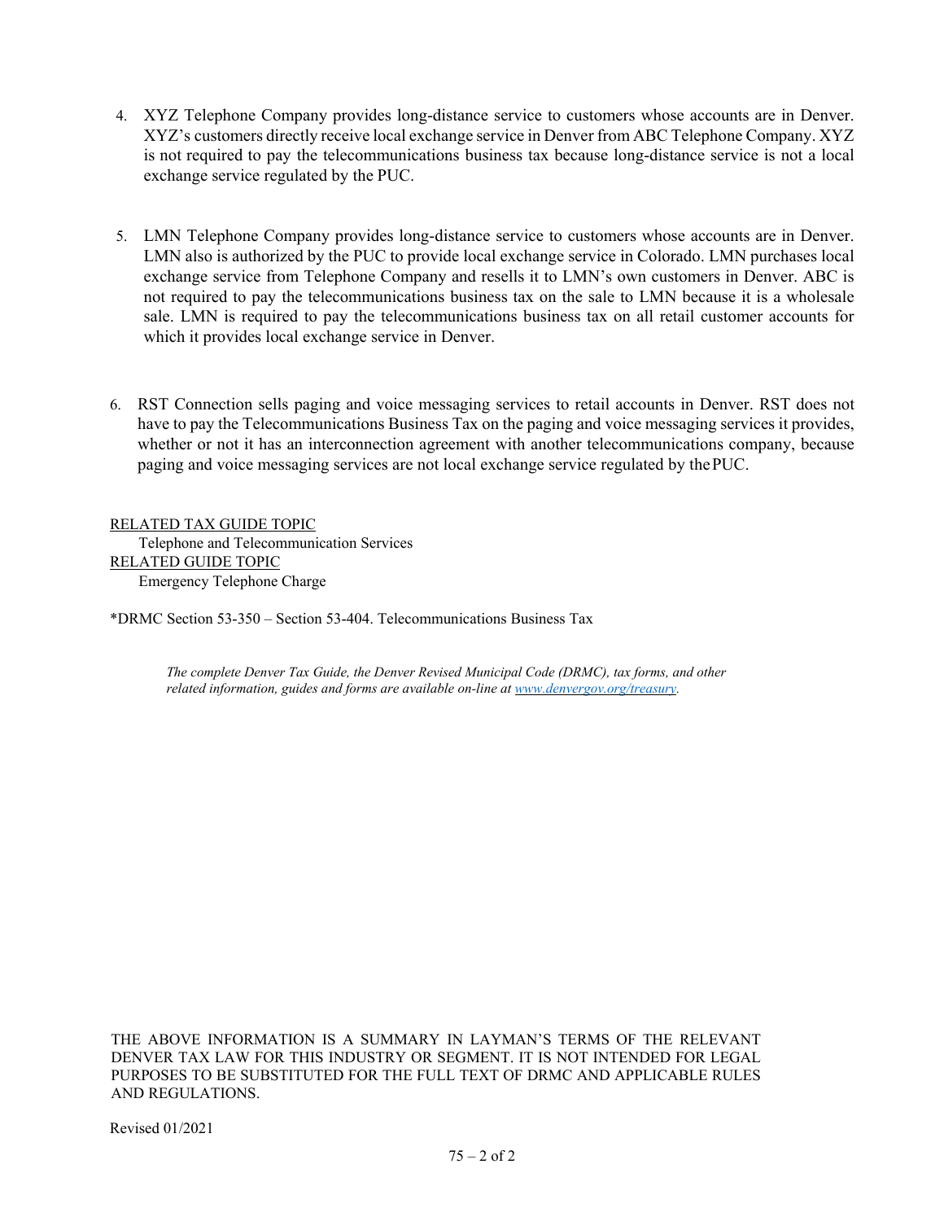4. XYZ Telephone Company provides long-distance service to customers whose accounts are in Denver. XYZ's customers directly receive local exchange service in Denver from ABC Telephone Company. XYZ is not required to pay the telecommunications business tax because long-distance service is not a local exchange service regulated by the PUC.

5. LMN Telephone Company provides long-distance service to customers whose accounts are in Denver. LMN also is authorized by the PUC to provide local exchange service in Colorado. LMN purchases local exchange service from Telephone Company and resells it to LMN's own customers in Denver. ABC is not required to pay the telecommunications business tax on the sale to LMN because it is a wholesale sale. LMN is required to pay the telecommunications business tax on all retail customer accounts for which it provides local exchange service in Denver.

6. RST Connection sells paging and voice messaging services to retail accounts in Denver. RST does not have to pay the Telecommunications Business Tax on the paging and voice messaging services it provides, whether or not it has an interconnection agreement with another telecommunications company, because paging and voice messaging services are not local exchange service regulated by the PUC.

<u>RELATED TAX GUIDE TOPIC</u>
Telephone and Telecommunication Services
<u>RELATED GUIDE TOPIC</u>
Emergency Telephone Charge

*DRMC Section 53-350 – Section 53-404. Telecommunications Business Tax

*The complete Denver Tax Guide, the Denver Revised Municipal Code (DRMC), tax forms, and other related information, guides and forms are available on-line at [www.denvergov.org/treasury](http://www.denvergov.org/treasury).*

THE ABOVE INFORMATION IS A SUMMARY IN LAYMAN'S TERMS OF THE RELEVANT DENVER TAX LAW FOR THIS INDUSTRY OR SEGMENT. IT IS NOT INTENDED FOR LEGAL PURPOSES TO BE SUBSTITUTED FOR THE FULL TEXT OF DRMC AND APPLICABLE RULES AND REGULATIONS.

Revised 01/2021